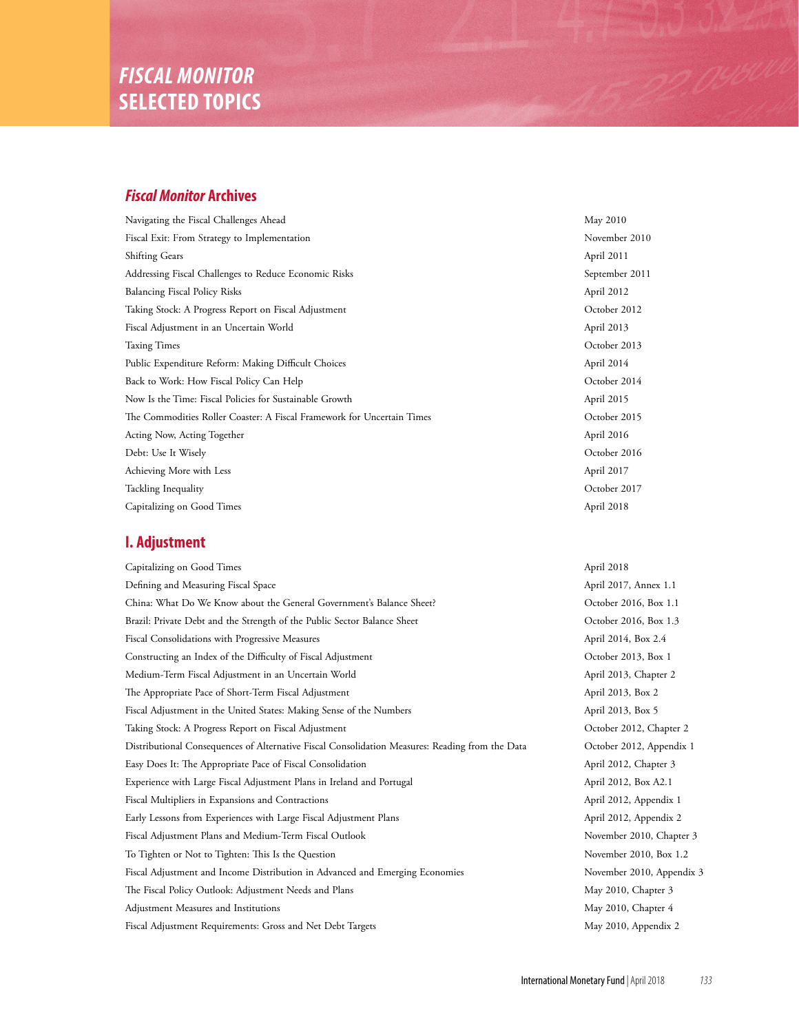# *FISCAL MONITOR* SELECTED TOPICS

## *Fiscal Monitor* Archives

| | |
|---|---|
| Navigating the Fiscal Challenges Ahead | May 2010 |
| Fiscal Exit: From Strategy to Implementation | November 2010 |
| Shifting Gears | April 2011 |
| Addressing Fiscal Challenges to Reduce Economic Risks | September 2011 |
| Balancing Fiscal Policy Risks | April 2012 |
| Taking Stock: A Progress Report on Fiscal Adjustment | October 2012 |
| Fiscal Adjustment in an Uncertain World | April 2013 |
| Taxing Times | October 2013 |
| Public Expenditure Reform: Making Difficult Choices | April 2014 |
| Back to Work: How Fiscal Policy Can Help | October 2014 |
| Now Is the Time: Fiscal Policies for Sustainable Growth | April 2015 |
| The Commodities Roller Coaster: A Fiscal Framework for Uncertain Times | October 2015 |
| Acting Now, Acting Together | April 2016 |
| Debt: Use It Wisely | October 2016 |
| Achieving More with Less | April 2017 |
| Tackling Inequality | October 2017 |
| Capitalizing on Good Times | April 2018 |

## I. Adjustment

| | |
|---|---|
| Capitalizing on Good Times | April 2018 |
| Defining and Measuring Fiscal Space | April 2017, Annex 1.1 |
| China: What Do We Know about the General Government's Balance Sheet? | October 2016, Box 1.1 |
| Brazil: Private Debt and the Strength of the Public Sector Balance Sheet | October 2016, Box 1.3 |
| Fiscal Consolidations with Progressive Measures | April 2014, Box 2.4 |
| Constructing an Index of the Difficulty of Fiscal Adjustment | October 2013, Box 1 |
| Medium-Term Fiscal Adjustment in an Uncertain World | April 2013, Chapter 2 |
| The Appropriate Pace of Short-Term Fiscal Adjustment | April 2013, Box 2 |
| Fiscal Adjustment in the United States: Making Sense of the Numbers | April 2013, Box 5 |
| Taking Stock: A Progress Report on Fiscal Adjustment | October 2012, Chapter 2 |
| Distributional Consequences of Alternative Fiscal Consolidation Measures: Reading from the Data | October 2012, Appendix 1 |
| Easy Does It: The Appropriate Pace of Fiscal Consolidation | April 2012, Chapter 3 |
| Experience with Large Fiscal Adjustment Plans in Ireland and Portugal | April 2012, Box A2.1 |
| Fiscal Multipliers in Expansions and Contractions | April 2012, Appendix 1 |
| Early Lessons from Experiences with Large Fiscal Adjustment Plans | April 2012, Appendix 2 |
| Fiscal Adjustment Plans and Medium-Term Fiscal Outlook | November 2010, Chapter 3 |
| To Tighten or Not to Tighten: This Is the Question | November 2010, Box 1.2 |
| Fiscal Adjustment and Income Distribution in Advanced and Emerging Economies | November 2010, Appendix 3 |
| The Fiscal Policy Outlook: Adjustment Needs and Plans | May 2010, Chapter 3 |
| Adjustment Measures and Institutions | May 2010, Chapter 4 |
| Fiscal Adjustment Requirements: Gross and Net Debt Targets | May 2010, Appendix 2 |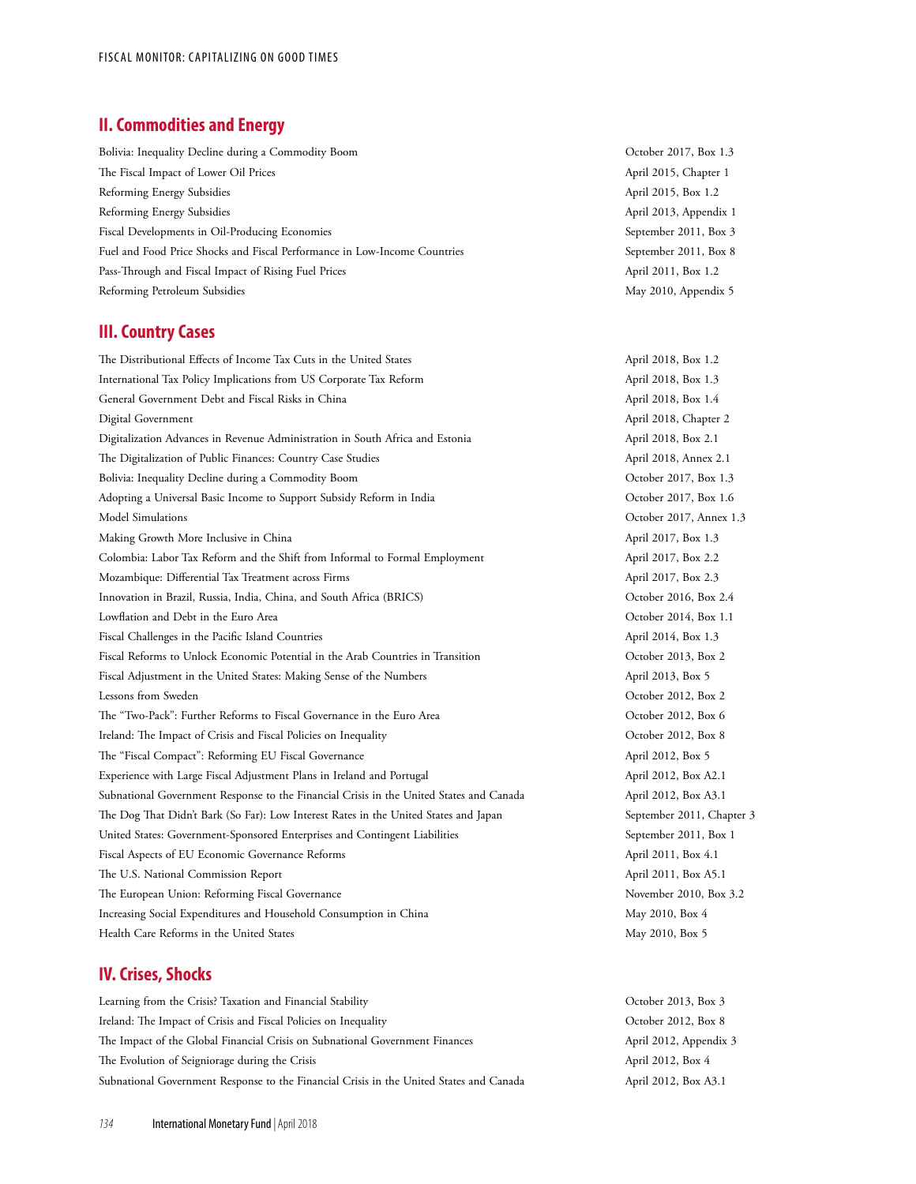## II. Commodities and Energy

| | |
|---|---|
| Bolivia: Inequality Decline during a Commodity Boom | October 2017, Box 1.3 |
| The Fiscal Impact of Lower Oil Prices | April 2015, Chapter 1 |
| Reforming Energy Subsidies | April 2015, Box 1.2 |
| Reforming Energy Subsidies | April 2013, Appendix 1 |
| Fiscal Developments in Oil-Producing Economies | September 2011, Box 3 |
| Fuel and Food Price Shocks and Fiscal Performance in Low-Income Countries | September 2011, Box 8 |
| Pass-Through and Fiscal Impact of Rising Fuel Prices | April 2011, Box 1.2 |
| Reforming Petroleum Subsidies | May 2010, Appendix 5 |

## III. Country Cases

| | |
|---|---|
| The Distributional Effects of Income Tax Cuts in the United States | April 2018, Box 1.2 |
| International Tax Policy Implications from US Corporate Tax Reform | April 2018, Box 1.3 |
| General Government Debt and Fiscal Risks in China | April 2018, Box 1.4 |
| Digital Government | April 2018, Chapter 2 |
| Digitalization Advances in Revenue Administration in South Africa and Estonia | April 2018, Box 2.1 |
| The Digitalization of Public Finances: Country Case Studies | April 2018, Annex 2.1 |
| Bolivia: Inequality Decline during a Commodity Boom | October 2017, Box 1.3 |
| Adopting a Universal Basic Income to Support Subsidy Reform in India | October 2017, Box 1.6 |
| Model Simulations | October 2017, Annex 1.3 |
| Making Growth More Inclusive in China | April 2017, Box 1.3 |
| Colombia: Labor Tax Reform and the Shift from Informal to Formal Employment | April 2017, Box 2.2 |
| Mozambique: Differential Tax Treatment across Firms | April 2017, Box 2.3 |
| Innovation in Brazil, Russia, India, China, and South Africa (BRICS) | October 2016, Box 2.4 |
| Lowflation and Debt in the Euro Area | October 2014, Box 1.1 |
| Fiscal Challenges in the Pacific Island Countries | April 2014, Box 1.3 |
| Fiscal Reforms to Unlock Economic Potential in the Arab Countries in Transition | October 2013, Box 2 |
| Fiscal Adjustment in the United States: Making Sense of the Numbers | April 2013, Box 5 |
| Lessons from Sweden | October 2012, Box 2 |
| The "Two-Pack": Further Reforms to Fiscal Governance in the Euro Area | October 2012, Box 6 |
| Ireland: The Impact of Crisis and Fiscal Policies on Inequality | October 2012, Box 8 |
| The "Fiscal Compact": Reforming EU Fiscal Governance | April 2012, Box 5 |
| Experience with Large Fiscal Adjustment Plans in Ireland and Portugal | April 2012, Box A2.1 |
| Subnational Government Response to the Financial Crisis in the United States and Canada | April 2012, Box A3.1 |
| The Dog That Didn't Bark (So Far): Low Interest Rates in the United States and Japan | September 2011, Chapter 3 |
| United States: Government-Sponsored Enterprises and Contingent Liabilities | September 2011, Box 1 |
| Fiscal Aspects of EU Economic Governance Reforms | April 2011, Box 4.1 |
| The U.S. National Commission Report | April 2011, Box A5.1 |
| The European Union: Reforming Fiscal Governance | November 2010, Box 3.2 |
| Increasing Social Expenditures and Household Consumption in China | May 2010, Box 4 |
| Health Care Reforms in the United States | May 2010, Box 5 |

## IV. Crises, Shocks

| | |
|---|---|
| Learning from the Crisis? Taxation and Financial Stability | October 2013, Box 3 |
| Ireland: The Impact of Crisis and Fiscal Policies on Inequality | October 2012, Box 8 |
| The Impact of the Global Financial Crisis on Subnational Government Finances | April 2012, Appendix 3 |
| The Evolution of Seigniorage during the Crisis | April 2012, Box 4 |
| Subnational Government Response to the Financial Crisis in the United States and Canada | April 2012, Box A3.1 |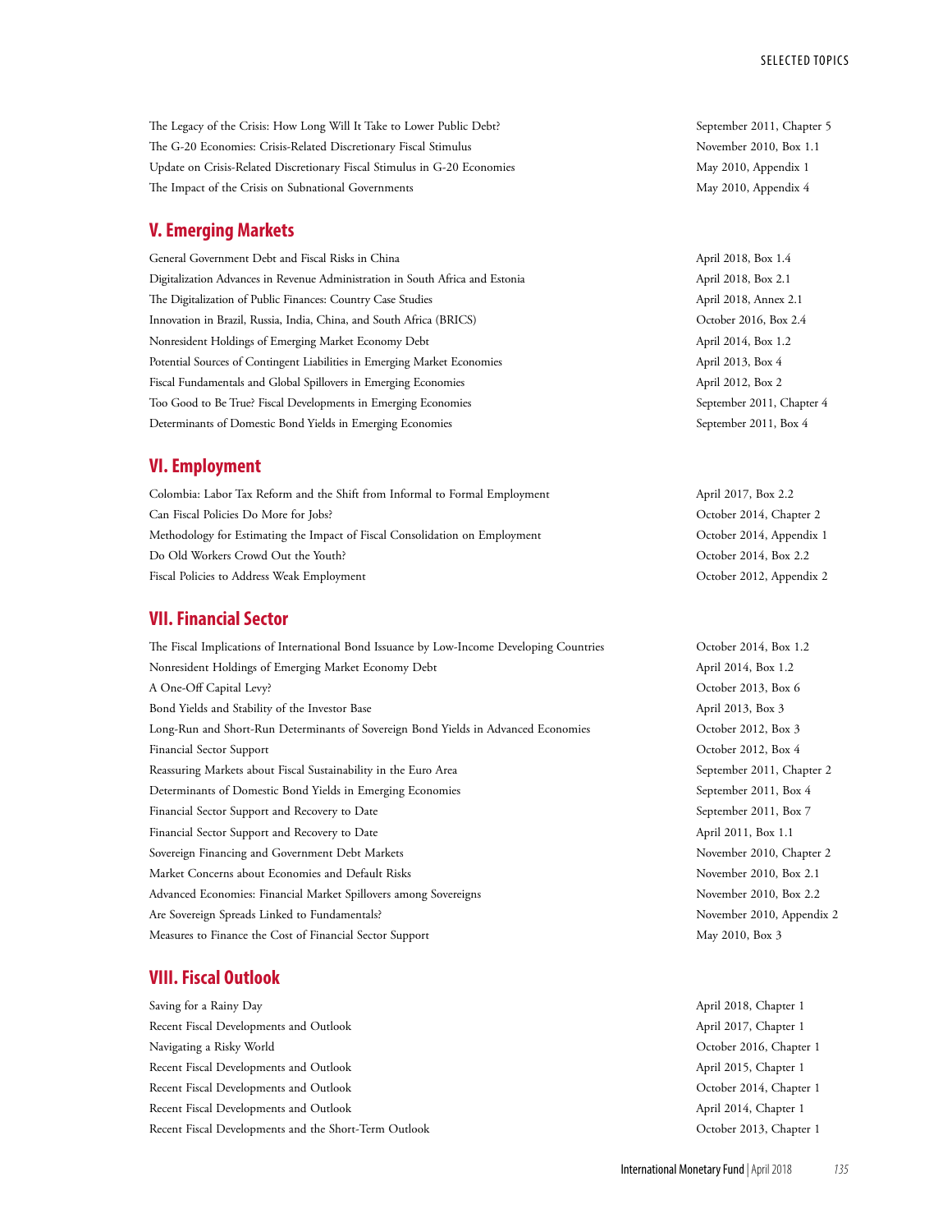| | |
|---|---|
| The Legacy of the Crisis: How Long Will It Take to Lower Public Debt? | September 2011, Chapter 5 |
| The G-20 Economies: Crisis-Related Discretionary Fiscal Stimulus | November 2010, Box 1.1 |
| Update on Crisis-Related Discretionary Fiscal Stimulus in G-20 Economies | May 2010, Appendix 1 |
| The Impact of the Crisis on Subnational Governments | May 2010, Appendix 4 |

## V. Emerging Markets

| | |
|---|---|
| General Government Debt and Fiscal Risks in China | April 2018, Box 1.4 |
| Digitalization Advances in Revenue Administration in South Africa and Estonia | April 2018, Box 2.1 |
| The Digitalization of Public Finances: Country Case Studies | April 2018, Annex 2.1 |
| Innovation in Brazil, Russia, India, China, and South Africa (BRICS) | October 2016, Box 2.4 |
| Nonresident Holdings of Emerging Market Economy Debt | April 2014, Box 1.2 |
| Potential Sources of Contingent Liabilities in Emerging Market Economies | April 2013, Box 4 |
| Fiscal Fundamentals and Global Spillovers in Emerging Economies | April 2012, Box 2 |
| Too Good to Be True? Fiscal Developments in Emerging Economies | September 2011, Chapter 4 |
| Determinants of Domestic Bond Yields in Emerging Economies | September 2011, Box 4 |

## VI. Employment

| | |
|---|---|
| Colombia: Labor Tax Reform and the Shift from Informal to Formal Employment | April 2017, Box 2.2 |
| Can Fiscal Policies Do More for Jobs? | October 2014, Chapter 2 |
| Methodology for Estimating the Impact of Fiscal Consolidation on Employment | October 2014, Appendix 1 |
| Do Old Workers Crowd Out the Youth? | October 2014, Box 2.2 |
| Fiscal Policies to Address Weak Employment | October 2012, Appendix 2 |

## VII. Financial Sector

| | |
|---|---|
| The Fiscal Implications of International Bond Issuance by Low-Income Developing Countries | October 2014, Box 1.2 |
| Nonresident Holdings of Emerging Market Economy Debt | April 2014, Box 1.2 |
| A One-Off Capital Levy? | October 2013, Box 6 |
| Bond Yields and Stability of the Investor Base | April 2013, Box 3 |
| Long-Run and Short-Run Determinants of Sovereign Bond Yields in Advanced Economies | October 2012, Box 3 |
| Financial Sector Support | October 2012, Box 4 |
| Reassuring Markets about Fiscal Sustainability in the Euro Area | September 2011, Chapter 2 |
| Determinants of Domestic Bond Yields in Emerging Economies | September 2011, Box 4 |
| Financial Sector Support and Recovery to Date | September 2011, Box 7 |
| Financial Sector Support and Recovery to Date | April 2011, Box 1.1 |
| Sovereign Financing and Government Debt Markets | November 2010, Chapter 2 |
| Market Concerns about Economies and Default Risks | November 2010, Box 2.1 |
| Advanced Economies: Financial Market Spillovers among Sovereigns | November 2010, Box 2.2 |
| Are Sovereign Spreads Linked to Fundamentals? | November 2010, Appendix 2 |
| Measures to Finance the Cost of Financial Sector Support | May 2010, Box 3 |

## VIII. Fiscal Outlook

| | |
|---|---|
| Saving for a Rainy Day | April 2018, Chapter 1 |
| Recent Fiscal Developments and Outlook | April 2017, Chapter 1 |
| Navigating a Risky World | October 2016, Chapter 1 |
| Recent Fiscal Developments and Outlook | April 2015, Chapter 1 |
| Recent Fiscal Developments and Outlook | October 2014, Chapter 1 |
| Recent Fiscal Developments and Outlook | April 2014, Chapter 1 |
| Recent Fiscal Developments and the Short-Term Outlook | October 2013, Chapter 1 |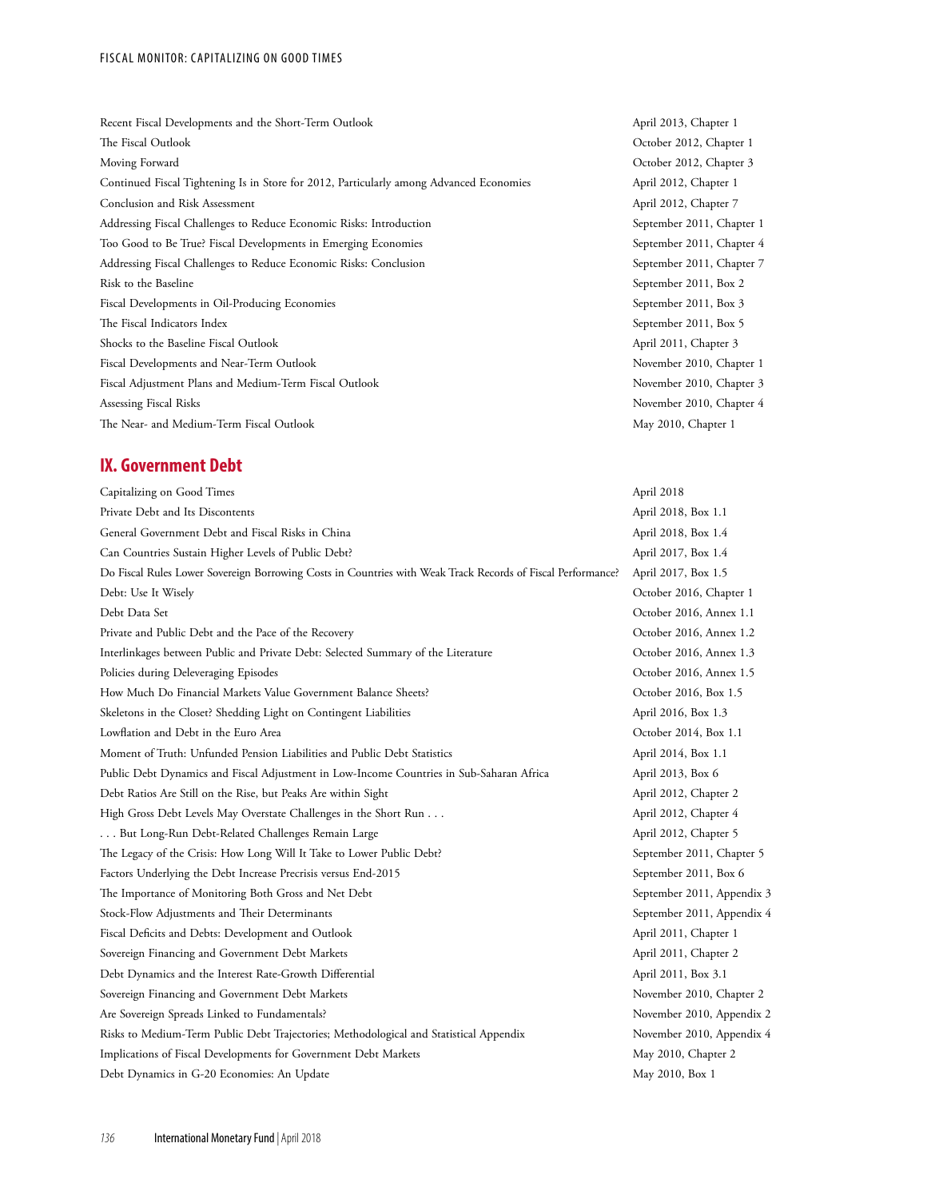| | |
|---|---|
| Recent Fiscal Developments and the Short-Term Outlook | April 2013, Chapter 1 |
| The Fiscal Outlook | October 2012, Chapter 1 |
| Moving Forward | October 2012, Chapter 3 |
| Continued Fiscal Tightening Is in Store for 2012, Particularly among Advanced Economies | April 2012, Chapter 1 |
| Conclusion and Risk Assessment | April 2012, Chapter 7 |
| Addressing Fiscal Challenges to Reduce Economic Risks: Introduction | September 2011, Chapter 1 |
| Too Good to Be True? Fiscal Developments in Emerging Economies | September 2011, Chapter 4 |
| Addressing Fiscal Challenges to Reduce Economic Risks: Conclusion | September 2011, Chapter 7 |
| Risk to the Baseline | September 2011, Box 2 |
| Fiscal Developments in Oil-Producing Economies | September 2011, Box 3 |
| The Fiscal Indicators Index | September 2011, Box 5 |
| Shocks to the Baseline Fiscal Outlook | April 2011, Chapter 3 |
| Fiscal Developments and Near-Term Outlook | November 2010, Chapter 1 |
| Fiscal Adjustment Plans and Medium-Term Fiscal Outlook | November 2010, Chapter 3 |
| Assessing Fiscal Risks | November 2010, Chapter 4 |
| The Near- and Medium-Term Fiscal Outlook | May 2010, Chapter 1 |

## IX. Government Debt

| | |
|---|---|
| Capitalizing on Good Times | April 2018 |
| Private Debt and Its Discontents | April 2018, Box 1.1 |
| General Government Debt and Fiscal Risks in China | April 2018, Box 1.4 |
| Can Countries Sustain Higher Levels of Public Debt? | April 2017, Box 1.4 |
| Do Fiscal Rules Lower Sovereign Borrowing Costs in Countries with Weak Track Records of Fiscal Performance? | April 2017, Box 1.5 |
| Debt: Use It Wisely | October 2016, Chapter 1 |
| Debt Data Set | October 2016, Annex 1.1 |
| Private and Public Debt and the Pace of the Recovery | October 2016, Annex 1.2 |
| Interlinkages between Public and Private Debt: Selected Summary of the Literature | October 2016, Annex 1.3 |
| Policies during Deleveraging Episodes | October 2016, Annex 1.5 |
| How Much Do Financial Markets Value Government Balance Sheets? | October 2016, Box 1.5 |
| Skeletons in the Closet? Shedding Light on Contingent Liabilities | April 2016, Box 1.3 |
| Lowflation and Debt in the Euro Area | October 2014, Box 1.1 |
| Moment of Truth: Unfunded Pension Liabilities and Public Debt Statistics | April 2014, Box 1.1 |
| Public Debt Dynamics and Fiscal Adjustment in Low-Income Countries in Sub-Saharan Africa | April 2013, Box 6 |
| Debt Ratios Are Still on the Rise, but Peaks Are within Sight | April 2012, Chapter 2 |
| High Gross Debt Levels May Overstate Challenges in the Short Run . . . | April 2012, Chapter 4 |
| . . . But Long-Run Debt-Related Challenges Remain Large | April 2012, Chapter 5 |
| The Legacy of the Crisis: How Long Will It Take to Lower Public Debt? | September 2011, Chapter 5 |
| Factors Underlying the Debt Increase Precrisis versus End-2015 | September 2011, Box 6 |
| The Importance of Monitoring Both Gross and Net Debt | September 2011, Appendix 3 |
| Stock-Flow Adjustments and Their Determinants | September 2011, Appendix 4 |
| Fiscal Deficits and Debts: Development and Outlook | April 2011, Chapter 1 |
| Sovereign Financing and Government Debt Markets | April 2011, Chapter 2 |
| Debt Dynamics and the Interest Rate-Growth Differential | April 2011, Box 3.1 |
| Sovereign Financing and Government Debt Markets | November 2010, Chapter 2 |
| Are Sovereign Spreads Linked to Fundamentals? | November 2010, Appendix 2 |
| Risks to Medium-Term Public Debt Trajectories; Methodological and Statistical Appendix | November 2010, Appendix 4 |
| Implications of Fiscal Developments for Government Debt Markets | May 2010, Chapter 2 |
| Debt Dynamics in G-20 Economies: An Update | May 2010, Box 1 |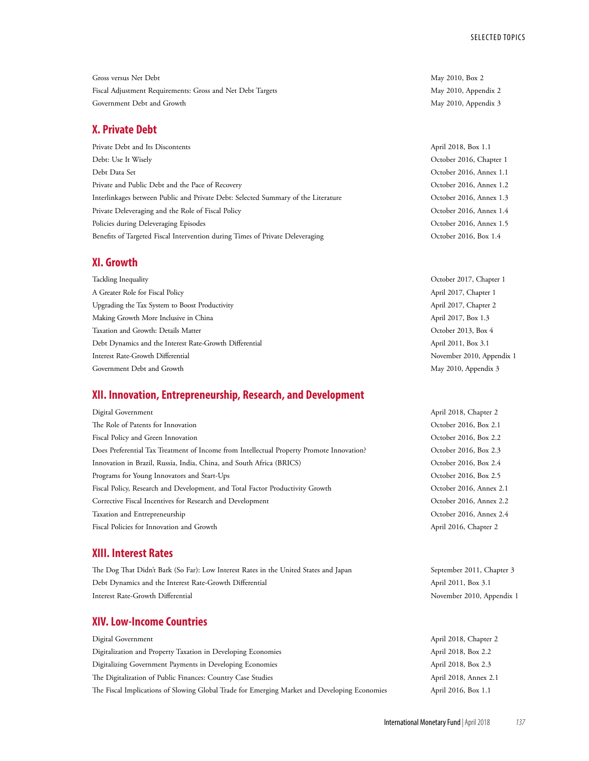Gross versus Net Debt — May 2010, Box 2
Fiscal Adjustment Requirements: Gross and Net Debt Targets — May 2010, Appendix 2
Government Debt and Growth — May 2010, Appendix 3

## X. Private Debt

Private Debt and Its Discontents — April 2018, Box 1.1
Debt: Use It Wisely — October 2016, Chapter 1
Debt Data Set — October 2016, Annex 1.1
Private and Public Debt and the Pace of Recovery — October 2016, Annex 1.2
Interlinkages between Public and Private Debt: Selected Summary of the Literature — October 2016, Annex 1.3
Private Deleveraging and the Role of Fiscal Policy — October 2016, Annex 1.4
Policies during Deleveraging Episodes — October 2016, Annex 1.5
Benefits of Targeted Fiscal Intervention during Times of Private Deleveraging — October 2016, Box 1.4

## XI. Growth

Tackling Inequality — October 2017, Chapter 1
A Greater Role for Fiscal Policy — April 2017, Chapter 1
Upgrading the Tax System to Boost Productivity — April 2017, Chapter 2
Making Growth More Inclusive in China — April 2017, Box 1.3
Taxation and Growth: Details Matter — October 2013, Box 4
Debt Dynamics and the Interest Rate-Growth Differential — April 2011, Box 3.1
Interest Rate-Growth Differential — November 2010, Appendix 1
Government Debt and Growth — May 2010, Appendix 3

## XII. Innovation, Entrepreneurship, Research, and Development

Digital Government — April 2018, Chapter 2
The Role of Patents for Innovation — October 2016, Box 2.1
Fiscal Policy and Green Innovation — October 2016, Box 2.2
Does Preferential Tax Treatment of Income from Intellectual Property Promote Innovation? — October 2016, Box 2.3
Innovation in Brazil, Russia, India, China, and South Africa (BRICS) — October 2016, Box 2.4
Programs for Young Innovators and Start-Ups — October 2016, Box 2.5
Fiscal Policy, Research and Development, and Total Factor Productivity Growth — October 2016, Annex 2.1
Corrective Fiscal Incentives for Research and Development — October 2016, Annex 2.2
Taxation and Entrepreneurship — October 2016, Annex 2.4
Fiscal Policies for Innovation and Growth — April 2016, Chapter 2

## XIII. Interest Rates

The Dog That Didn't Bark (So Far): Low Interest Rates in the United States and Japan — September 2011, Chapter 3
Debt Dynamics and the Interest Rate-Growth Differential — April 2011, Box 3.1
Interest Rate-Growth Differential — November 2010, Appendix 1

## XIV. Low-Income Countries

Digital Government — April 2018, Chapter 2
Digitalization and Property Taxation in Developing Economies — April 2018, Box 2.2
Digitalizing Government Payments in Developing Economies — April 2018, Box 2.3
The Digitalization of Public Finances: Country Case Studies — April 2018, Annex 2.1
The Fiscal Implications of Slowing Global Trade for Emerging Market and Developing Economies — April 2016, Box 1.1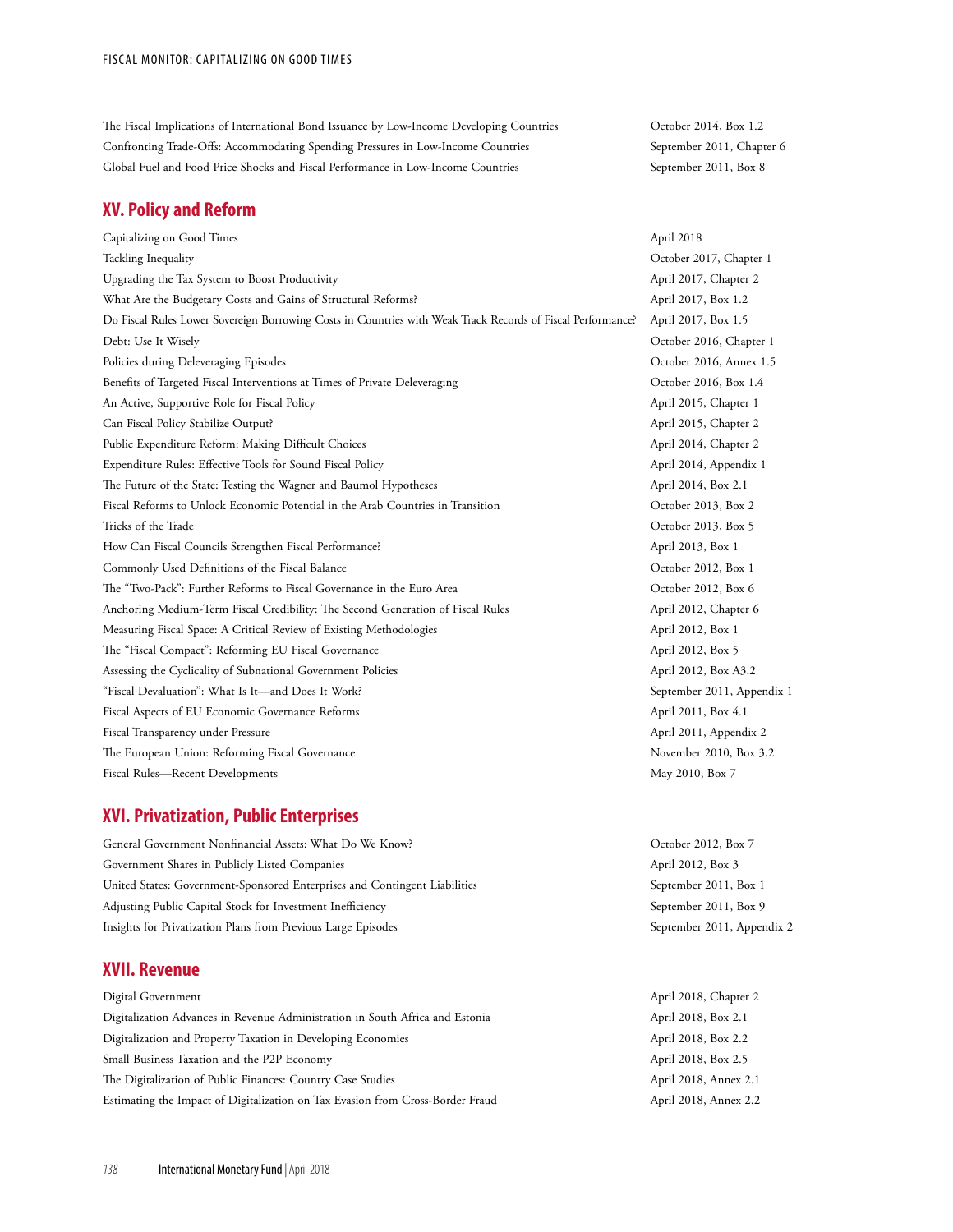| | |
|---|---|
| The Fiscal Implications of International Bond Issuance by Low-Income Developing Countries | October 2014, Box 1.2 |
| Confronting Trade-Offs: Accommodating Spending Pressures in Low-Income Countries | September 2011, Chapter 6 |
| Global Fuel and Food Price Shocks and Fiscal Performance in Low-Income Countries | September 2011, Box 8 |

## XV. Policy and Reform

| | |
|---|---|
| Capitalizing on Good Times | April 2018 |
| Tackling Inequality | October 2017, Chapter 1 |
| Upgrading the Tax System to Boost Productivity | April 2017, Chapter 2 |
| What Are the Budgetary Costs and Gains of Structural Reforms? | April 2017, Box 1.2 |
| Do Fiscal Rules Lower Sovereign Borrowing Costs in Countries with Weak Track Records of Fiscal Performance? | April 2017, Box 1.5 |
| Debt: Use It Wisely | October 2016, Chapter 1 |
| Policies during Deleveraging Episodes | October 2016, Annex 1.5 |
| Benefits of Targeted Fiscal Interventions at Times of Private Deleveraging | October 2016, Box 1.4 |
| An Active, Supportive Role for Fiscal Policy | April 2015, Chapter 1 |
| Can Fiscal Policy Stabilize Output? | April 2015, Chapter 2 |
| Public Expenditure Reform: Making Difficult Choices | April 2014, Chapter 2 |
| Expenditure Rules: Effective Tools for Sound Fiscal Policy | April 2014, Appendix 1 |
| The Future of the State: Testing the Wagner and Baumol Hypotheses | April 2014, Box 2.1 |
| Fiscal Reforms to Unlock Economic Potential in the Arab Countries in Transition | October 2013, Box 2 |
| Tricks of the Trade | October 2013, Box 5 |
| How Can Fiscal Councils Strengthen Fiscal Performance? | April 2013, Box 1 |
| Commonly Used Definitions of the Fiscal Balance | October 2012, Box 1 |
| The "Two-Pack": Further Reforms to Fiscal Governance in the Euro Area | October 2012, Box 6 |
| Anchoring Medium-Term Fiscal Credibility: The Second Generation of Fiscal Rules | April 2012, Chapter 6 |
| Measuring Fiscal Space: A Critical Review of Existing Methodologies | April 2012, Box 1 |
| The "Fiscal Compact": Reforming EU Fiscal Governance | April 2012, Box 5 |
| Assessing the Cyclicality of Subnational Government Policies | April 2012, Box A3.2 |
| "Fiscal Devaluation": What Is It—and Does It Work? | September 2011, Appendix 1 |
| Fiscal Aspects of EU Economic Governance Reforms | April 2011, Box 4.1 |
| Fiscal Transparency under Pressure | April 2011, Appendix 2 |
| The European Union: Reforming Fiscal Governance | November 2010, Box 3.2 |
| Fiscal Rules—Recent Developments | May 2010, Box 7 |

## XVI. Privatization, Public Enterprises

| | |
|---|---|
| General Government Nonfinancial Assets: What Do We Know? | October 2012, Box 7 |
| Government Shares in Publicly Listed Companies | April 2012, Box 3 |
| United States: Government-Sponsored Enterprises and Contingent Liabilities | September 2011, Box 1 |
| Adjusting Public Capital Stock for Investment Inefficiency | September 2011, Box 9 |
| Insights for Privatization Plans from Previous Large Episodes | September 2011, Appendix 2 |

## XVII. Revenue

| | |
|---|---|
| Digital Government | April 2018, Chapter 2 |
| Digitalization Advances in Revenue Administration in South Africa and Estonia | April 2018, Box 2.1 |
| Digitalization and Property Taxation in Developing Economies | April 2018, Box 2.2 |
| Small Business Taxation and the P2P Economy | April 2018, Box 2.5 |
| The Digitalization of Public Finances: Country Case Studies | April 2018, Annex 2.1 |
| Estimating the Impact of Digitalization on Tax Evasion from Cross-Border Fraud | April 2018, Annex 2.2 |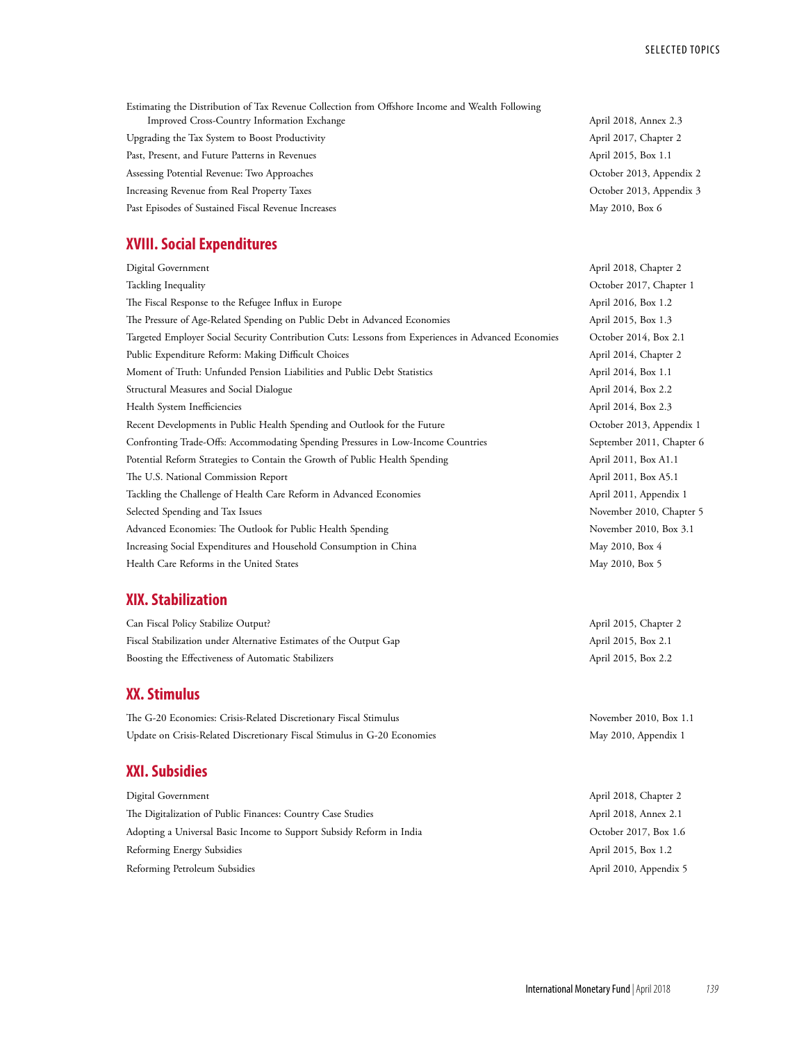| | |
|---|---|
| Estimating the Distribution of Tax Revenue Collection from Offshore Income and Wealth Following Improved Cross-Country Information Exchange | April 2018, Annex 2.3 |
| Upgrading the Tax System to Boost Productivity | April 2017, Chapter 2 |
| Past, Present, and Future Patterns in Revenues | April 2015, Box 1.1 |
| Assessing Potential Revenue: Two Approaches | October 2013, Appendix 2 |
| Increasing Revenue from Real Property Taxes | October 2013, Appendix 3 |
| Past Episodes of Sustained Fiscal Revenue Increases | May 2010, Box 6 |

## XVIII. Social Expenditures

| | |
|---|---|
| Digital Government | April 2018, Chapter 2 |
| Tackling Inequality | October 2017, Chapter 1 |
| The Fiscal Response to the Refugee Influx in Europe | April 2016, Box 1.2 |
| The Pressure of Age-Related Spending on Public Debt in Advanced Economies | April 2015, Box 1.3 |
| Targeted Employer Social Security Contribution Cuts: Lessons from Experiences in Advanced Economies | October 2014, Box 2.1 |
| Public Expenditure Reform: Making Difficult Choices | April 2014, Chapter 2 |
| Moment of Truth: Unfunded Pension Liabilities and Public Debt Statistics | April 2014, Box 1.1 |
| Structural Measures and Social Dialogue | April 2014, Box 2.2 |
| Health System Inefficiencies | April 2014, Box 2.3 |
| Recent Developments in Public Health Spending and Outlook for the Future | October 2013, Appendix 1 |
| Confronting Trade-Offs: Accommodating Spending Pressures in Low-Income Countries | September 2011, Chapter 6 |
| Potential Reform Strategies to Contain the Growth of Public Health Spending | April 2011, Box A1.1 |
| The U.S. National Commission Report | April 2011, Box A5.1 |
| Tackling the Challenge of Health Care Reform in Advanced Economies | April 2011, Appendix 1 |
| Selected Spending and Tax Issues | November 2010, Chapter 5 |
| Advanced Economies: The Outlook for Public Health Spending | November 2010, Box 3.1 |
| Increasing Social Expenditures and Household Consumption in China | May 2010, Box 4 |
| Health Care Reforms in the United States | May 2010, Box 5 |

## XIX. Stabilization

| | |
|---|---|
| Can Fiscal Policy Stabilize Output? | April 2015, Chapter 2 |
| Fiscal Stabilization under Alternative Estimates of the Output Gap | April 2015, Box 2.1 |
| Boosting the Effectiveness of Automatic Stabilizers | April 2015, Box 2.2 |

## XX. Stimulus

| | |
|---|---|
| The G-20 Economies: Crisis-Related Discretionary Fiscal Stimulus | November 2010, Box 1.1 |
| Update on Crisis-Related Discretionary Fiscal Stimulus in G-20 Economies | May 2010, Appendix 1 |

## XXI. Subsidies

| | |
|---|---|
| Digital Government | April 2018, Chapter 2 |
| The Digitalization of Public Finances: Country Case Studies | April 2018, Annex 2.1 |
| Adopting a Universal Basic Income to Support Subsidy Reform in India | October 2017, Box 1.6 |
| Reforming Energy Subsidies | April 2015, Box 1.2 |
| Reforming Petroleum Subsidies | April 2010, Appendix 5 |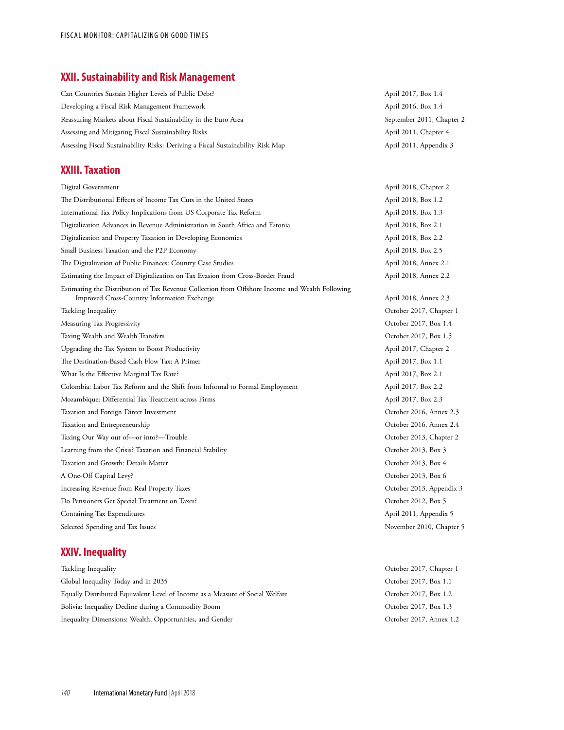## XXII. Sustainability and Risk Management

| | |
|---|---|
| Can Countries Sustain Higher Levels of Public Debt? | April 2017, Box 1.4 |
| Developing a Fiscal Risk Management Framework | April 2016, Box 1.4 |
| Reassuring Markets about Fiscal Sustainability in the Euro Area | September 2011, Chapter 2 |
| Assessing and Mitigating Fiscal Sustainability Risks | April 2011, Chapter 4 |
| Assessing Fiscal Sustainability Risks: Deriving a Fiscal Sustainability Risk Map | April 2011, Appendix 3 |

## XXIII. Taxation

| | |
|---|---|
| Digital Government | April 2018, Chapter 2 |
| The Distributional Effects of Income Tax Cuts in the United States | April 2018, Box 1.2 |
| International Tax Policy Implications from US Corporate Tax Reform | April 2018, Box 1.3 |
| Digitalization Advances in Revenue Administration in South Africa and Estonia | April 2018, Box 2.1 |
| Digitalization and Property Taxation in Developing Economies | April 2018, Box 2.2 |
| Small Business Taxation and the P2P Economy | April 2018, Box 2.5 |
| The Digitalization of Public Finances: Country Case Studies | April 2018, Annex 2.1 |
| Estimating the Impact of Digitalization on Tax Evasion from Cross-Border Fraud | April 2018, Annex 2.2 |
| Estimating the Distribution of Tax Revenue Collection from Offshore Income and Wealth Following Improved Cross-Country Information Exchange | April 2018, Annex 2.3 |
| Tackling Inequality | October 2017, Chapter 1 |
| Measuring Tax Progressivity | October 2017, Box 1.4 |
| Taxing Wealth and Wealth Transfers | October 2017, Box 1.5 |
| Upgrading the Tax System to Boost Productivity | April 2017, Chapter 2 |
| The Destination-Based Cash Flow Tax: A Primer | April 2017, Box 1.1 |
| What Is the Effective Marginal Tax Rate? | April 2017, Box 2.1 |
| Colombia: Labor Tax Reform and the Shift from Informal to Formal Employment | April 2017, Box 2.2 |
| Mozambique: Differential Tax Treatment across Firms | April 2017, Box 2.3 |
| Taxation and Foreign Direct Investment | October 2016, Annex 2.3 |
| Taxation and Entrepreneurship | October 2016, Annex 2.4 |
| Taxing Our Way out of—or into?—Trouble | October 2013, Chapter 2 |
| Learning from the Crisis? Taxation and Financial Stability | October 2013, Box 3 |
| Taxation and Growth: Details Matter | October 2013, Box 4 |
| A One-Off Capital Levy? | October 2013, Box 6 |
| Increasing Revenue from Real Property Taxes | October 2013, Appendix 3 |
| Do Pensioners Get Special Treatment on Taxes? | October 2012, Box 5 |
| Containing Tax Expenditures | April 2011, Appendix 5 |
| Selected Spending and Tax Issues | November 2010, Chapter 5 |

## XXIV. Inequality

| | |
|---|---|
| Tackling Inequality | October 2017, Chapter 1 |
| Global Inequality Today and in 2035 | October 2017, Box 1.1 |
| Equally Distributed Equivalent Level of Income as a Measure of Social Welfare | October 2017, Box 1.2 |
| Bolivia: Inequality Decline during a Commodity Boom | October 2017, Box 1.3 |
| Inequality Dimensions: Wealth, Opportunities, and Gender | October 2017, Annex 1.2 |